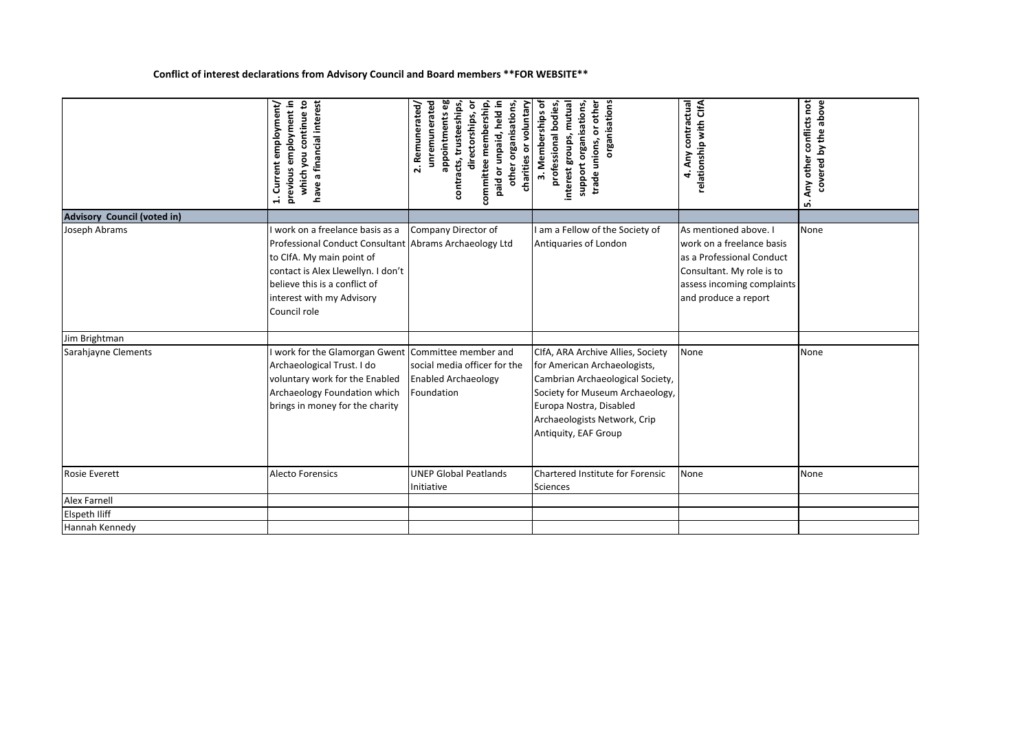**Conflict of interest declarations from Advisory Council and Board members **FOR WEBSITE****

| | 1. Current employment/ previous employment in which you continue to have a financial interest | 2. Remunerated/ unremunerated appointments eg contracts, trusteeships, directorships, or committee membership, paid or unpaid, held in other organisations, charities or voluntary | 3. Memberships of professional bodies, interest groups, mutual support organisations, trade unions, or other organisations | 4. Any contractual relationship with CIfA | 5. Any other conflicts not covered by the above |
|---|---|---|---|---|---|
| **Advisory Council (voted in)** | | | | | |
| Joseph Abrams | I work on a freelance basis as a Professional Conduct Consultant to CIfA. My main point of contact is Alex Llewellyn. I don't believe this is a conflict of interest with my Advisory Council role | Company Director of Abrams Archaeology Ltd | I am a Fellow of the Society of Antiquaries of London | As mentioned above. I work on a freelance basis as a Professional Conduct Consultant. My role is to assess incoming complaints and produce a report | None |
| Jim Brightman | | | | | |
| Sarahjayne Clements | I work for the Glamorgan Gwent Archaeological Trust. I do voluntary work for the Enabled Archaeology Foundation which brings in money for the charity | Committee member and social media officer for the Enabled Archaeology Foundation | CIfA, ARA Archive Allies, Society for American Archaeologists, Cambrian Archaeological Society, Society for Museum Archaeology, Europa Nostra, Disabled Archaeologists Network, Crip Antiquity, EAF Group | None | None |
| Rosie Everett | Alecto Forensics | UNEP Global Peatlands Initiative | Chartered Institute for Forensic Sciences | None | None |
| Alex Farnell | | | | | |
| Elspeth Iliff | | | | | |
| Hannah Kennedy | | | | | |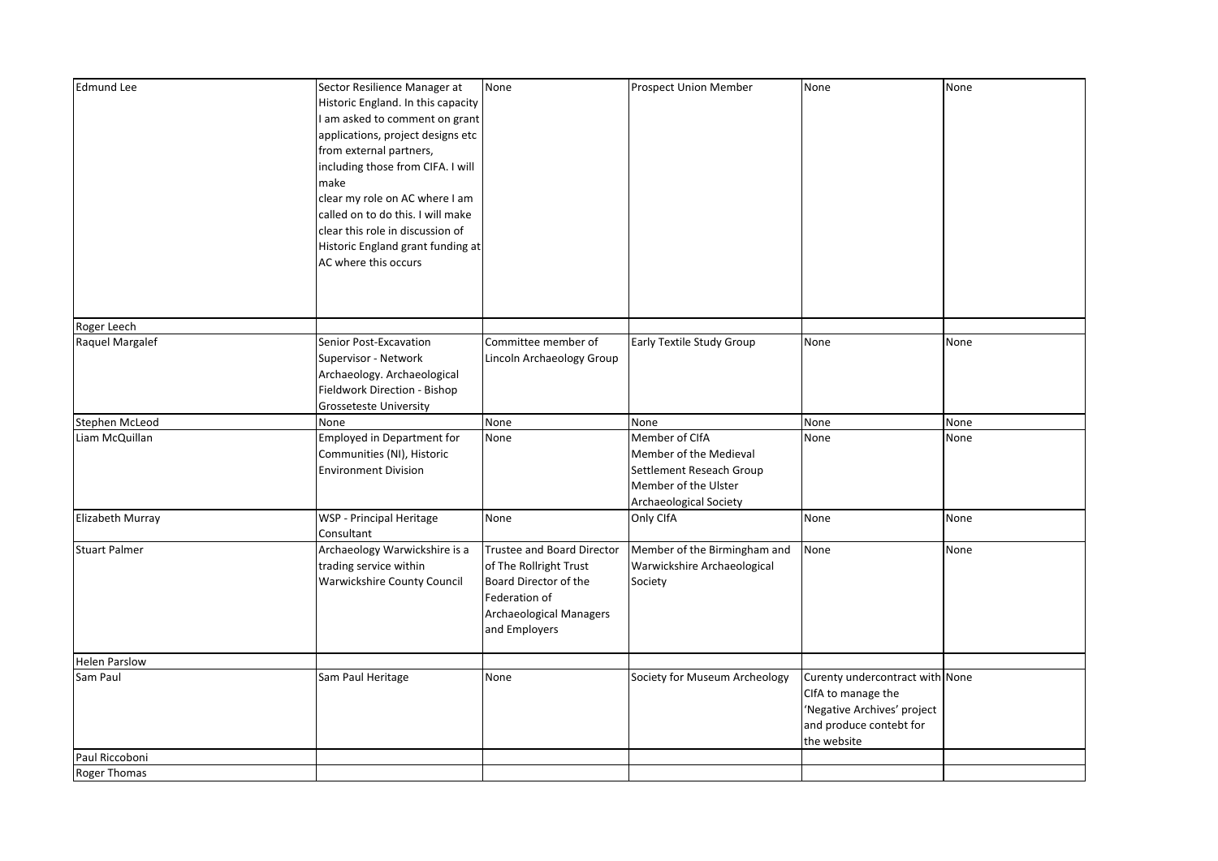| | | | | | |
|---|---|---|---|---|---|
| Edmund Lee | Sector Resilience Manager at Historic England. In this capacity I am asked to comment on grant applications, project designs etc from external partners, including those from CIfA. I will make clear my role on AC where I am called on to do this. I will make clear this role in discussion of Historic England grant funding at AC where this occurs | None | Prospect Union Member | None | None |
| Roger Leech | | | | | |
| Raquel Margalef | Senior Post-Excavation Supervisor - Network Archaeology. Archaeological Fieldwork Direction - Bishop Grosseteste University | Committee member of Lincoln Archaeology Group | Early Textile Study Group | None | None |
| Stephen McLeod | None | None | None | None | None |
| Liam McQuillan | Employed in Department for Communities (NI), Historic Environment Division | None | Member of CIfA Member of the Medieval Settlement Reseach Group Member of the Ulster Archaeological Society | None | None |
| Elizabeth Murray | WSP - Principal Heritage Consultant | None | Only CIfA | None | None |
| Stuart Palmer | Archaeology Warwickshire is a trading service within Warwickshire County Council | Trustee and Board Director of The Rollright Trust Board Director of the Federation of Archaeological Managers and Employers | Member of the Birmingham and Warwickshire Archaeological Society | None | None |
| Helen Parslow | | | | | |
| Sam Paul | Sam Paul Heritage | None | Society for Museum Archeology | Curenty undercontract with CIfA to manage the 'Negative Archives' project and produce contebt for the website | None |
| Paul Riccoboni | | | | | |
| Roger Thomas | | | | | |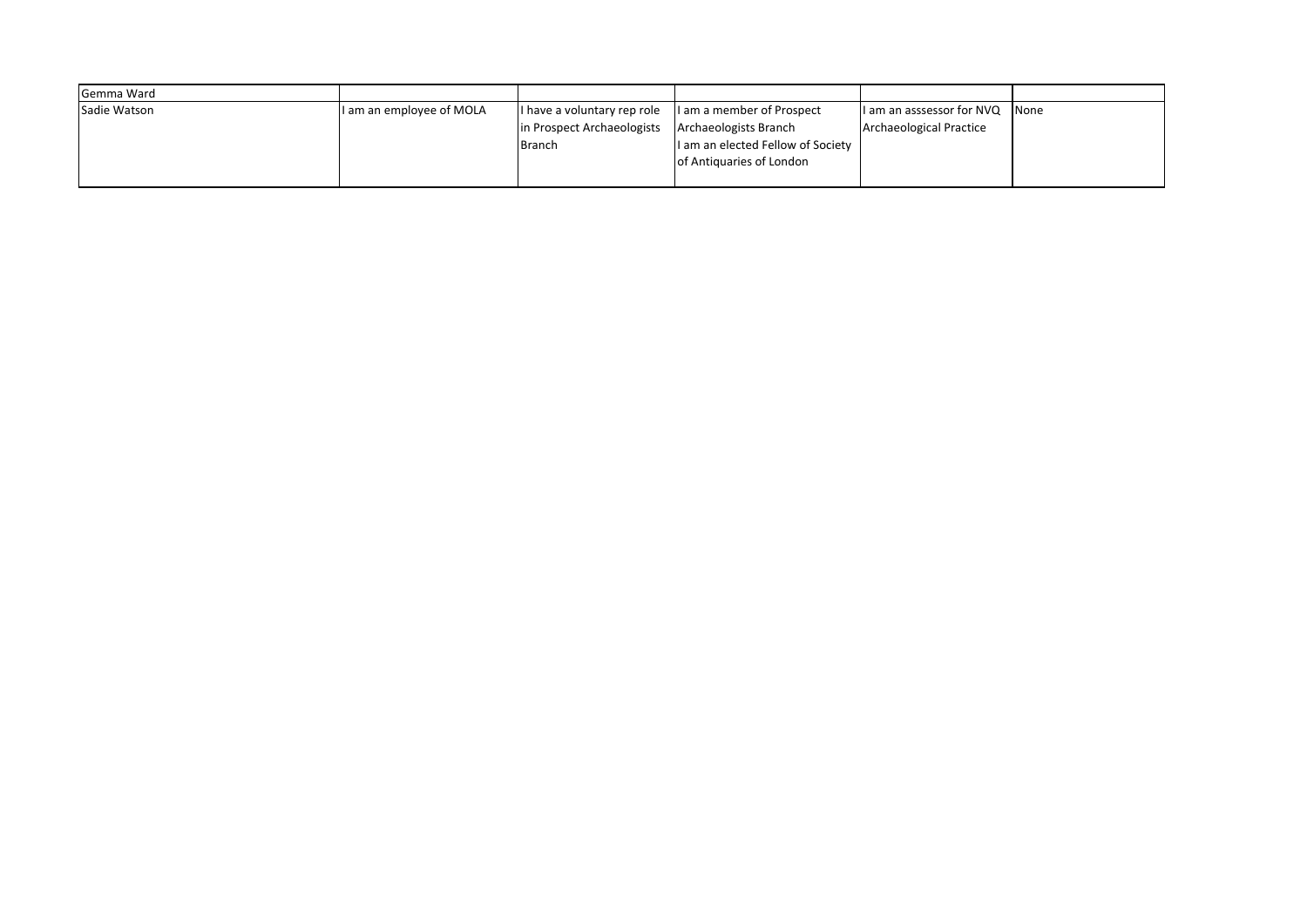| | | | | | |
|---|---|---|---|---|---|
| Gemma Ward | | | | | |
| Sadie Watson | I am an employee of MOLA | I have a voluntary rep role in Prospect Archaeologists Branch | I am a member of Prospect Archaeologists Branch<br>I am an elected Fellow of Society of Antiquaries of London | I am an asssessor for NVQ Archaeological Practice | None |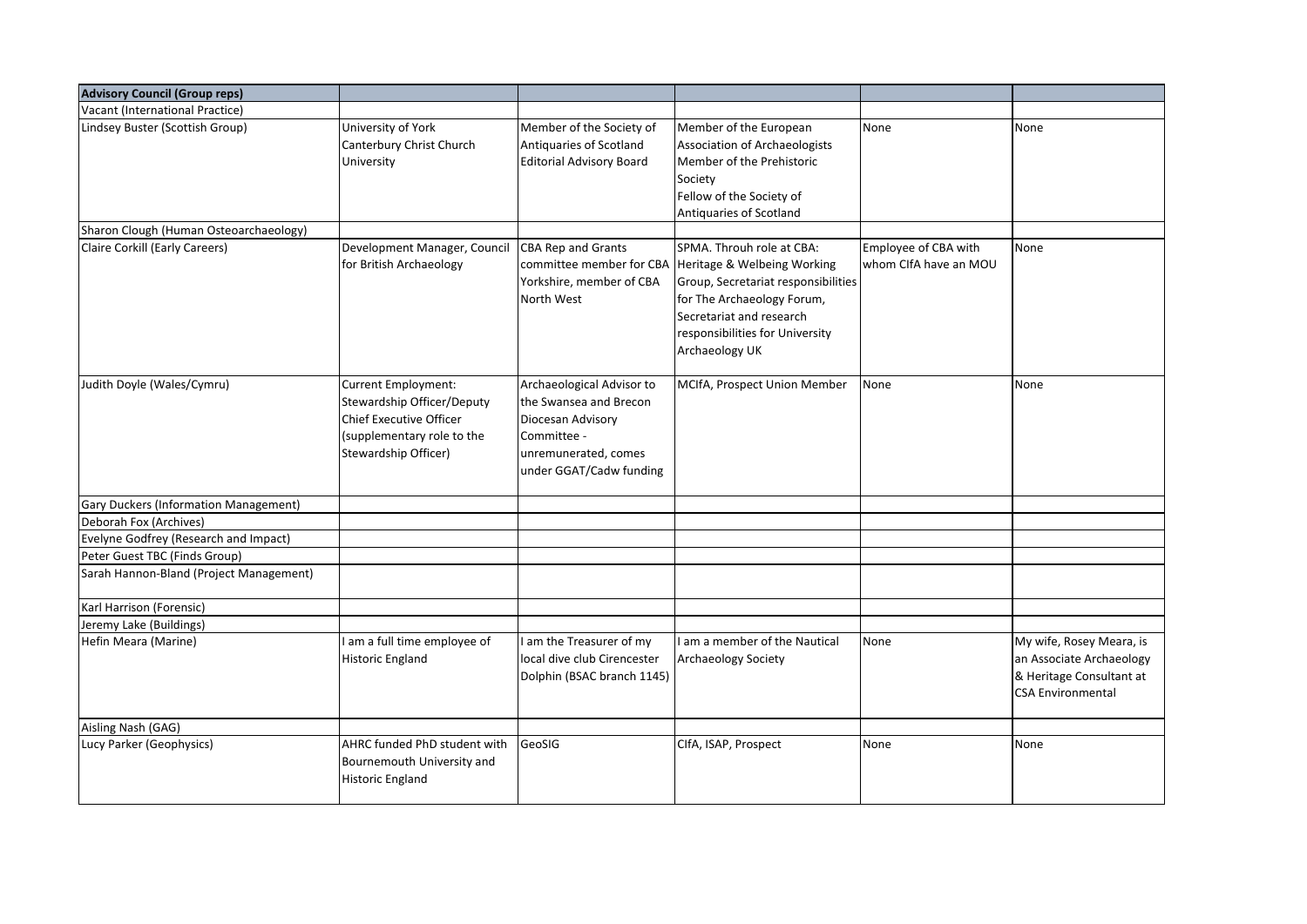| Advisory Council (Group reps) | | | | | |
|---|---|---|---|---|---|
| Vacant (International Practice) | | | | | |
| Lindsey Buster (Scottish Group) | University of York<br>Canterbury Christ Church University | Member of the Society of Antiquaries of Scotland Editorial Advisory Board | Member of the European Association of Archaeologists<br>Member of the Prehistoric Society<br>Fellow of the Society of Antiquaries of Scotland | None | None |
| Sharon Clough (Human Osteoarchaeology) | | | | | |
| Claire Corkill (Early Careers) | Development Manager, Council for British Archaeology | CBA Rep and Grants committee member for CBA Yorkshire, member of CBA North West | SPMA. Throuh role at CBA: Heritage & Welbeing Working Group, Secretariat responsibilities for The Archaeology Forum, Secretariat and research responsibilities for University Archaeology UK | Employee of CBA with whom CIfA have an MOU | None |
| Judith Doyle (Wales/Cymru) | Current Employment: Stewardship Officer/Deputy Chief Executive Officer (supplementary role to the Stewardship Officer) | Archaeological Advisor to the Swansea and Brecon Diocesan Advisory Committee - unremunerated, comes under GGAT/Cadw funding | MCIfA, Prospect Union Member | None | None |
| Gary Duckers (Information Management) | | | | | |
| Deborah Fox (Archives) | | | | | |
| Evelyne Godfrey (Research and Impact) | | | | | |
| Peter Guest TBC (Finds Group) | | | | | |
| Sarah Hannon-Bland (Project Management) | | | | | |
| Karl Harrison (Forensic) | | | | | |
| Jeremy Lake (Buildings) | | | | | |
| Hefin Meara (Marine) | I am a full time employee of Historic England | I am the Treasurer of my local dive club Cirencester Dolphin (BSAC branch 1145) | I am a member of the Nautical Archaeology Society | None | My wife, Rosey Meara, is an Associate Archaeology & Heritage Consultant at CSA Environmental |
| Aisling Nash (GAG) | | | | | |
| Lucy Parker (Geophysics) | AHRC funded PhD student with Bournemouth University and Historic England | GeoSIG | CIfA, ISAP, Prospect | None | None |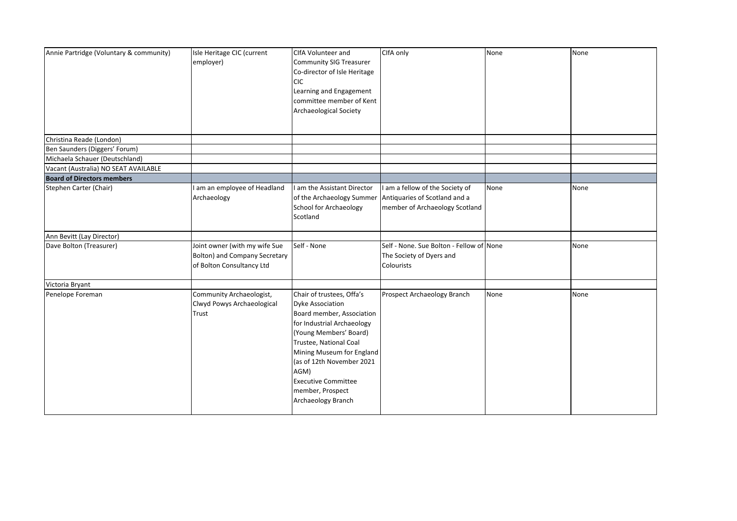| | | | | | |
|---|---|---|---|---|---|
| Annie Partridge (Voluntary & community) | Isle Heritage CIC (current employer) | CIfA Volunteer and Community SIG Treasurer<br>Co-director of Isle Heritage CIC<br>Learning and Engagement committee member of Kent Archaeological Society | CIfA only | None | None |
| Christina Reade (London) | | | | | |
| Ben Saunders (Diggers' Forum) | | | | | |
| Michaela Schauer (Deutschland) | | | | | |
| Vacant (Australia) NO SEAT AVAILABLE | | | | | |
| **Board of Directors members** | | | | | |
| Stephen Carter (Chair) | I am an employee of Headland Archaeology | I am the Assistant Director of the Archaeology Summer School for Archaeology Scotland | I am a fellow of the Society of Antiquaries of Scotland and a member of Archaeology Scotland | None | None |
| Ann Bevitt (Lay Director) | | | | | |
| Dave Bolton (Treasurer) | Joint owner (with my wife Sue Bolton) and Company Secretary of Bolton Consultancy Ltd | Self - None | Self - None. Sue Bolton - Fellow of The Society of Dyers and Colourists | None | None |
| Victoria Bryant | | | | | |
| Penelope Foreman | Community Archaeologist, Clwyd Powys Archaeological Trust | Chair of trustees, Offa's Dyke Association<br>Board member, Association for Industrial Archaeology (Young Members' Board)<br>Trustee, National Coal Mining Museum for England (as of 12th November 2021 AGM)<br>Executive Committee member, Prospect Archaeology Branch | Prospect Archaeology Branch | None | None |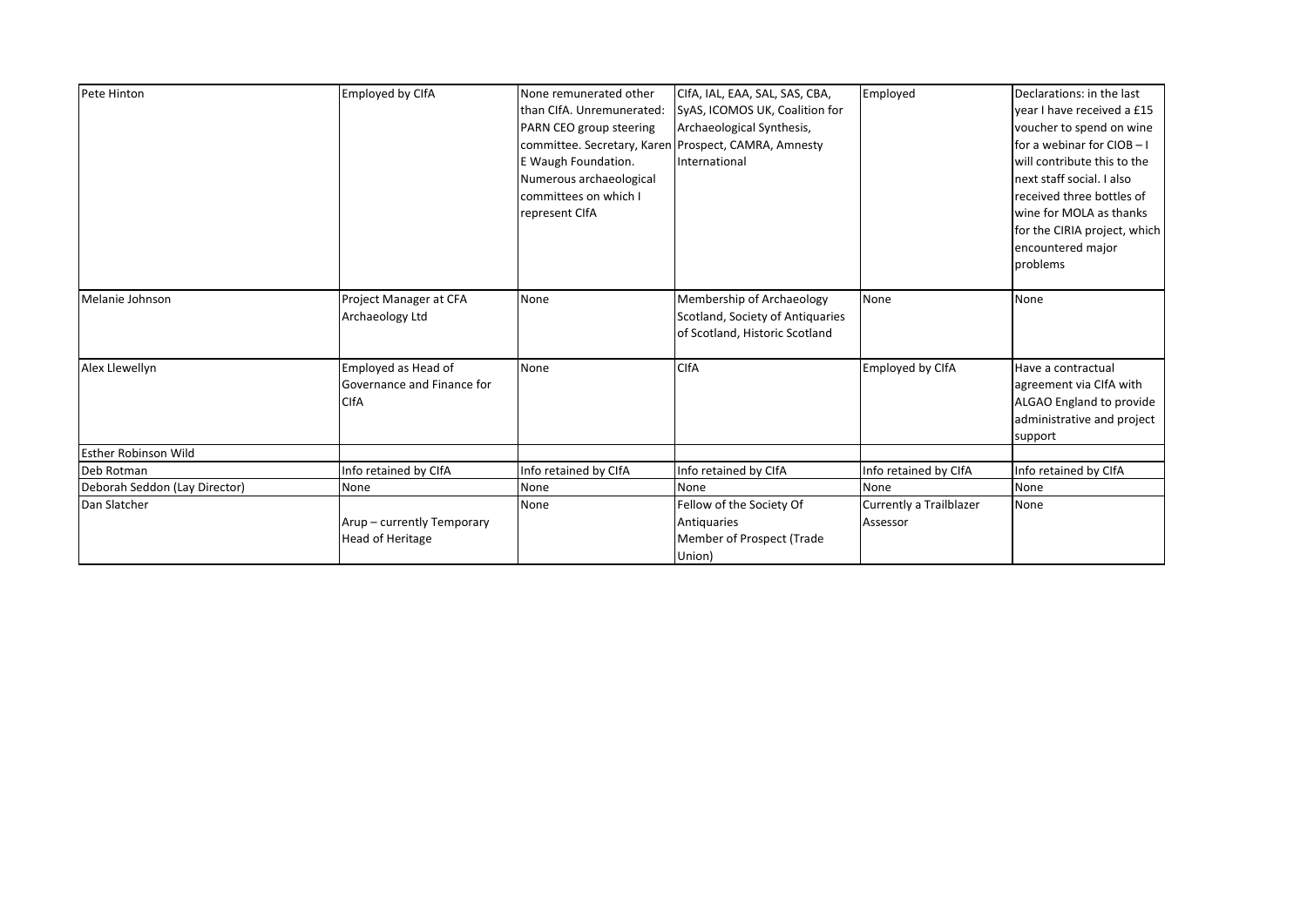| | | | | | |
|---|---|---|---|---|---|
| Pete Hinton | Employed by CIfA | None remunerated other than CIfA. Unremunerated: PARN CEO group steering committee. Secretary, Karen E Waugh Foundation. Numerous archaeological committees on which I represent CIfA | CIfA, IAL, EAA, SAL, SAS, CBA, SyAS, ICOMOS UK, Coalition for Archaeological Synthesis, Prospect, CAMRA, Amnesty International | Employed | Declarations: in the last year I have received a £15 voucher to spend on wine for a webinar for CIOB – I will contribute this to the next staff social. I also received three bottles of wine for MOLA as thanks for the CIRIA project, which encountered major problems |
| Melanie Johnson | Project Manager at CFA Archaeology Ltd | None | Membership of Archaeology Scotland, Society of Antiquaries of Scotland, Historic Scotland | None | None |
| Alex Llewellyn | Employed as Head of Governance and Finance for CIfA | None | CIfA | Employed by CIfA | Have a contractual agreement via CIfA with ALGAO England to provide administrative and project support |
| Esther Robinson Wild | | | | | |
| Deb Rotman | Info retained by CIfA | Info retained by CIfA | Info retained by CIfA | Info retained by CIfA | Info retained by CIfA |
| Deborah Seddon (Lay Director) | None | None | None | None | None |
| Dan Slatcher | Arup – currently Temporary Head of Heritage | None | Fellow of the Society Of Antiquaries<br>Member of Prospect (Trade Union) | Currently a Trailblazer Assessor | None |